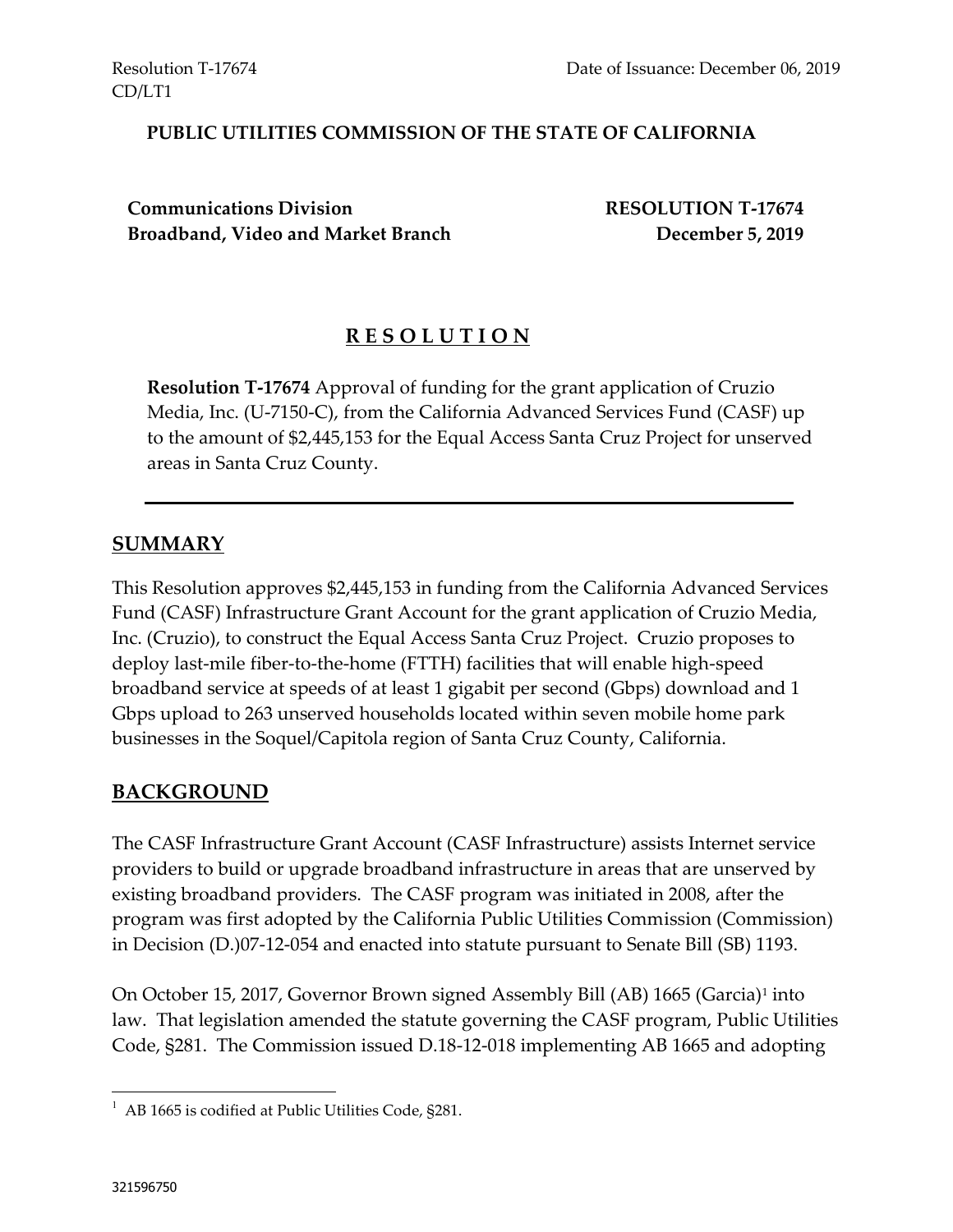Resolution T-17674
CD/LT1

Date of Issuance: December 06, 2019

**PUBLIC UTILITIES COMMISSION OF THE STATE OF CALIFORNIA**

**Communications Division**
**Broadband, Video and Market Branch**

**RESOLUTION T-17674**
**December 5, 2019**

# R E S O L U T I O N

**Resolution T-17674** Approval of funding for the grant application of Cruzio Media, Inc. (U-7150-C), from the California Advanced Services Fund (CASF) up to the amount of $2,445,153 for the Equal Access Santa Cruz Project for unserved areas in Santa Cruz County.

---

## SUMMARY

This Resolution approves $2,445,153 in funding from the California Advanced Services Fund (CASF) Infrastructure Grant Account for the grant application of Cruzio Media, Inc. (Cruzio), to construct the Equal Access Santa Cruz Project. Cruzio proposes to deploy last-mile fiber-to-the-home (FTTH) facilities that will enable high-speed broadband service at speeds of at least 1 gigabit per second (Gbps) download and 1 Gbps upload to 263 unserved households located within seven mobile home park businesses in the Soquel/Capitola region of Santa Cruz County, California.

## BACKGROUND

The CASF Infrastructure Grant Account (CASF Infrastructure) assists Internet service providers to build or upgrade broadband infrastructure in areas that are unserved by existing broadband providers. The CASF program was initiated in 2008, after the program was first adopted by the California Public Utilities Commission (Commission) in Decision (D.)07-12-054 and enacted into statute pursuant to Senate Bill (SB) 1193.

On October 15, 2017, Governor Brown signed Assembly Bill (AB) 1665 (Garcia)[1] into law. That legislation amended the statute governing the CASF program, Public Utilities Code, §281. The Commission issued D.18-12-018 implementing AB 1665 and adopting

[1] AB 1665 is codified at Public Utilities Code, §281.

321596750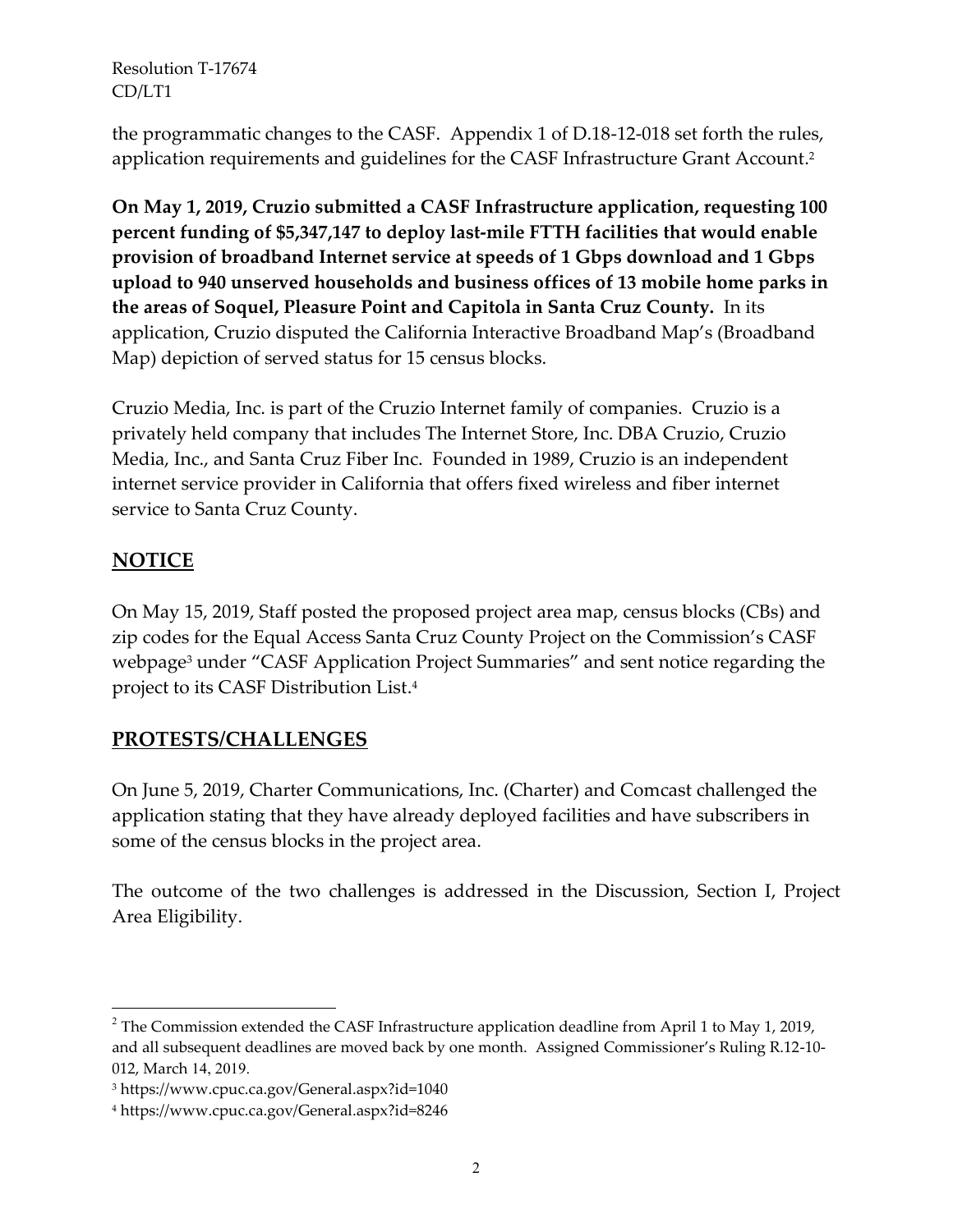the programmatic changes to the CASF. Appendix 1 of D.18-12-018 set forth the rules, application requirements and guidelines for the CASF Infrastructure Grant Account.[2]

**On May 1, 2019, Cruzio submitted a CASF Infrastructure application, requesting 100 percent funding of $5,347,147 to deploy last-mile FTTH facilities that would enable provision of broadband Internet service at speeds of 1 Gbps download and 1 Gbps upload to 940 unserved households and business offices of 13 mobile home parks in the areas of Soquel, Pleasure Point and Capitola in Santa Cruz County.** In its application, Cruzio disputed the California Interactive Broadband Map's (Broadband Map) depiction of served status for 15 census blocks.

Cruzio Media, Inc. is part of the Cruzio Internet family of companies. Cruzio is a privately held company that includes The Internet Store, Inc. DBA Cruzio, Cruzio Media, Inc., and Santa Cruz Fiber Inc. Founded in 1989, Cruzio is an independent internet service provider in California that offers fixed wireless and fiber internet service to Santa Cruz County.

## NOTICE

On May 15, 2019, Staff posted the proposed project area map, census blocks (CBs) and zip codes for the Equal Access Santa Cruz County Project on the Commission's CASF webpage[3] under "CASF Application Project Summaries" and sent notice regarding the project to its CASF Distribution List.[4]

## PROTESTS/CHALLENGES

On June 5, 2019, Charter Communications, Inc. (Charter) and Comcast challenged the application stating that they have already deployed facilities and have subscribers in some of the census blocks in the project area.

The outcome of the two challenges is addressed in the Discussion, Section I, Project Area Eligibility.

---

[2] The Commission extended the CASF Infrastructure application deadline from April 1 to May 1, 2019, and all subsequent deadlines are moved back by one month. Assigned Commissioner's Ruling R.12-10-012, March 14, 2019.

[3] https://www.cpuc.ca.gov/General.aspx?id=1040

[4] https://www.cpuc.ca.gov/General.aspx?id=8246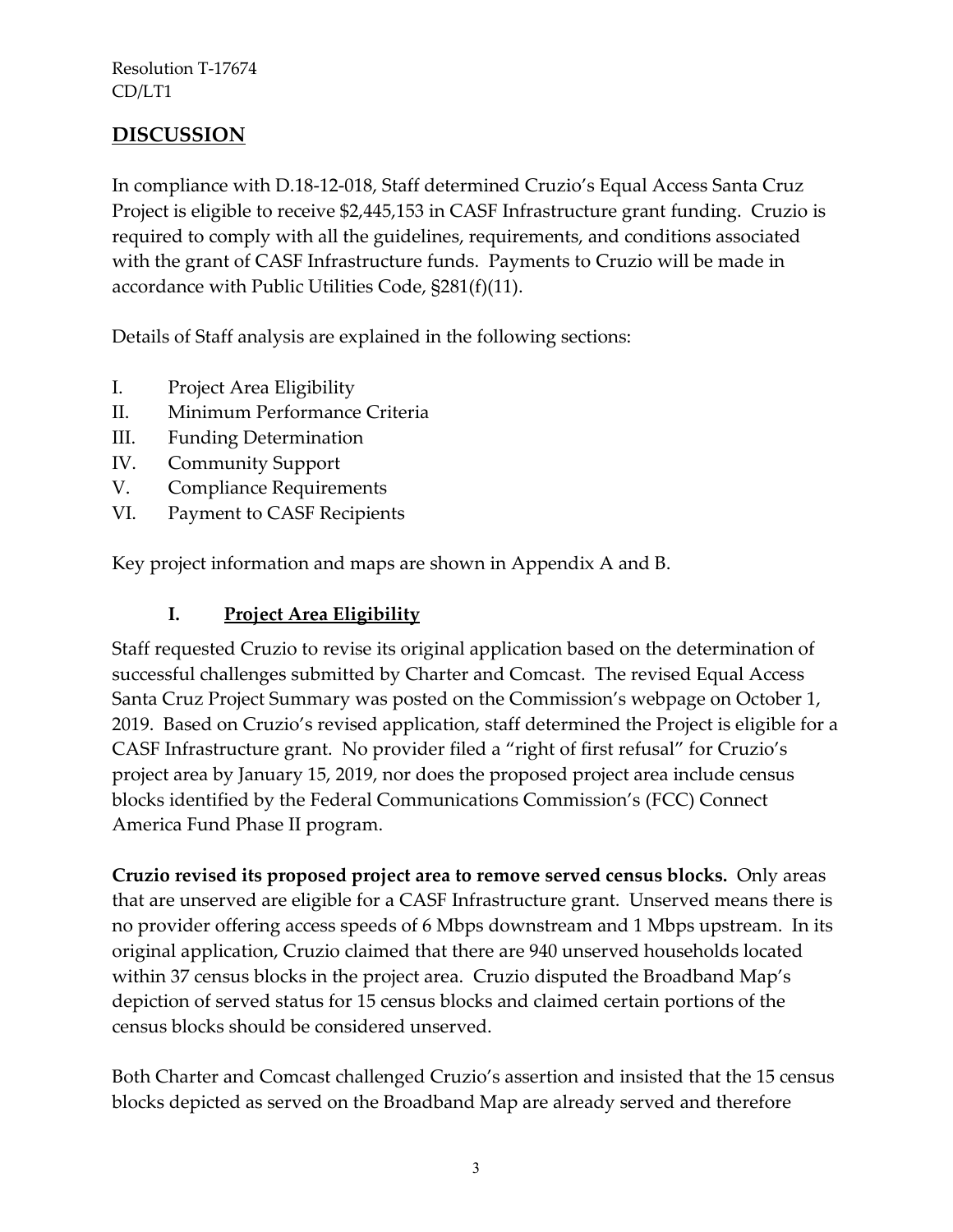## DISCUSSION

In compliance with D.18-12-018, Staff determined Cruzio's Equal Access Santa Cruz Project is eligible to receive $2,445,153 in CASF Infrastructure grant funding. Cruzio is required to comply with all the guidelines, requirements, and conditions associated with the grant of CASF Infrastructure funds. Payments to Cruzio will be made in accordance with Public Utilities Code, §281(f)(11).

Details of Staff analysis are explained in the following sections:

I. Project Area Eligibility
II. Minimum Performance Criteria
III. Funding Determination
IV. Community Support
V. Compliance Requirements
VI. Payment to CASF Recipients

Key project information and maps are shown in Appendix A and B.

### I. Project Area Eligibility

Staff requested Cruzio to revise its original application based on the determination of successful challenges submitted by Charter and Comcast. The revised Equal Access Santa Cruz Project Summary was posted on the Commission's webpage on October 1, 2019. Based on Cruzio's revised application, staff determined the Project is eligible for a CASF Infrastructure grant. No provider filed a "right of first refusal" for Cruzio's project area by January 15, 2019, nor does the proposed project area include census blocks identified by the Federal Communications Commission's (FCC) Connect America Fund Phase II program.

**Cruzio revised its proposed project area to remove served census blocks.** Only areas that are unserved are eligible for a CASF Infrastructure grant. Unserved means there is no provider offering access speeds of 6 Mbps downstream and 1 Mbps upstream. In its original application, Cruzio claimed that there are 940 unserved households located within 37 census blocks in the project area. Cruzio disputed the Broadband Map's depiction of served status for 15 census blocks and claimed certain portions of the census blocks should be considered unserved.

Both Charter and Comcast challenged Cruzio's assertion and insisted that the 15 census blocks depicted as served on the Broadband Map are already served and therefore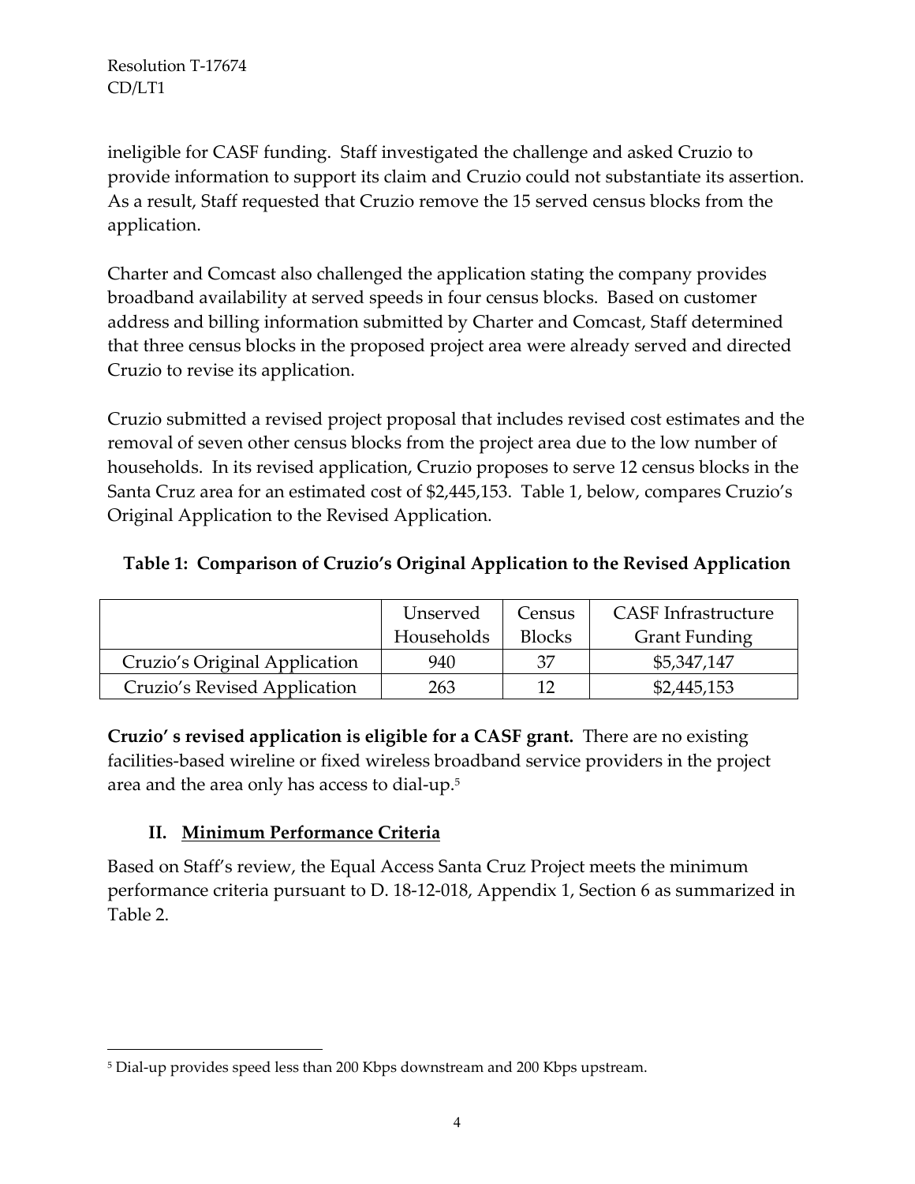ineligible for CASF funding. Staff investigated the challenge and asked Cruzio to provide information to support its claim and Cruzio could not substantiate its assertion. As a result, Staff requested that Cruzio remove the 15 served census blocks from the application.

Charter and Comcast also challenged the application stating the company provides broadband availability at served speeds in four census blocks. Based on customer address and billing information submitted by Charter and Comcast, Staff determined that three census blocks in the proposed project area were already served and directed Cruzio to revise its application.

Cruzio submitted a revised project proposal that includes revised cost estimates and the removal of seven other census blocks from the project area due to the low number of households. In its revised application, Cruzio proposes to serve 12 census blocks in the Santa Cruz area for an estimated cost of $2,445,153. Table 1, below, compares Cruzio's Original Application to the Revised Application.

**Table 1: Comparison of Cruzio's Original Application to the Revised Application**

| | Unserved Households | Census Blocks | CASF Infrastructure Grant Funding |
|---|---|---|---|
| Cruzio's Original Application | 940 | 37 | $5,347,147 |
| Cruzio's Revised Application | 263 | 12 | $2,445,153 |

**Cruzio' s revised application is eligible for a CASF grant.** There are no existing facilities-based wireline or fixed wireless broadband service providers in the project area and the area only has access to dial-up.[5]

## II. Minimum Performance Criteria

Based on Staff's review, the Equal Access Santa Cruz Project meets the minimum performance criteria pursuant to D. 18-12-018, Appendix 1, Section 6 as summarized in Table 2.

[5] Dial-up provides speed less than 200 Kbps downstream and 200 Kbps upstream.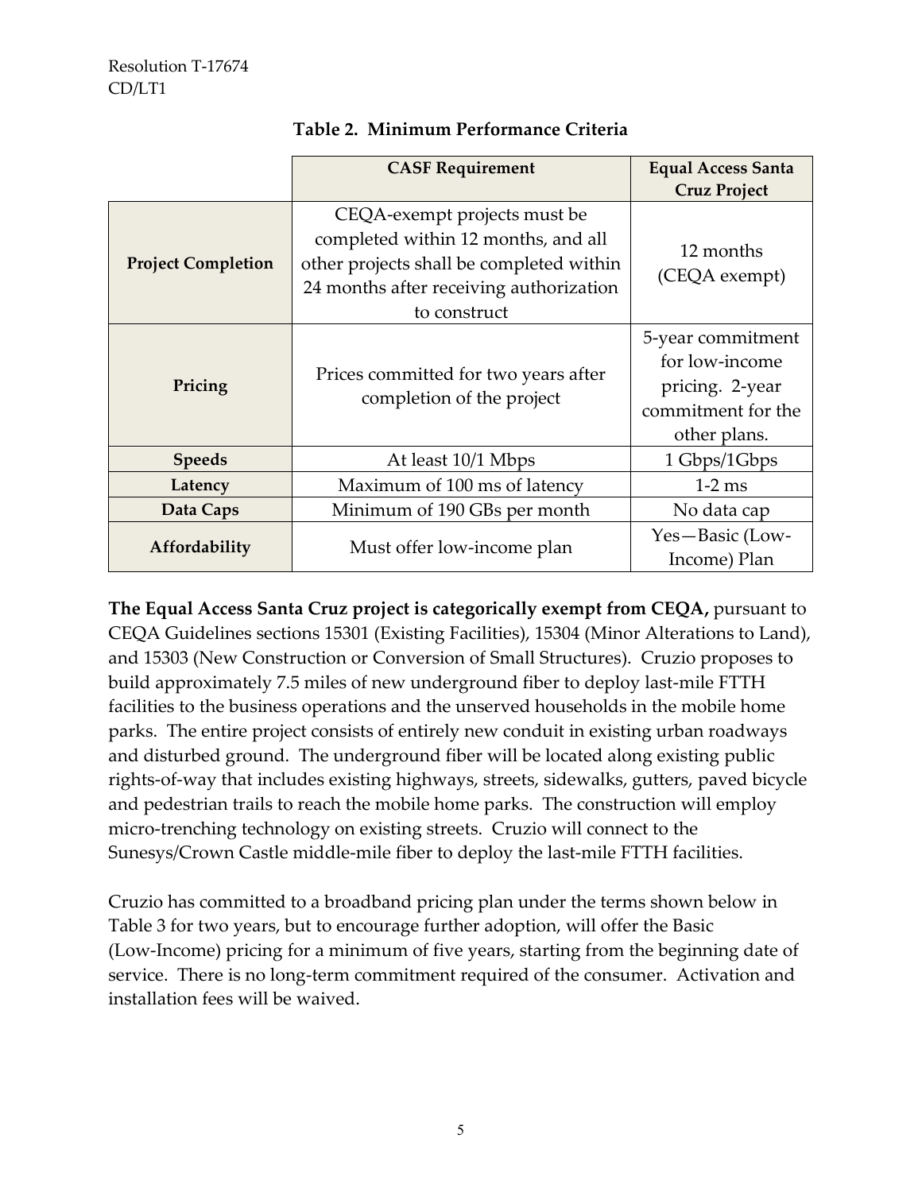**Table 2. Minimum Performance Criteria**

| | CASF Requirement | Equal Access Santa Cruz Project |
|---|---|---|
| **Project Completion** | CEQA-exempt projects must be completed within 12 months, and all other projects shall be completed within 24 months after receiving authorization to construct | 12 months (CEQA exempt) |
| **Pricing** | Prices committed for two years after completion of the project | 5-year commitment for low-income pricing. 2-year commitment for the other plans. |
| **Speeds** | At least 10/1 Mbps | 1 Gbps/1Gbps |
| **Latency** | Maximum of 100 ms of latency | 1-2 ms |
| **Data Caps** | Minimum of 190 GBs per month | No data cap |
| **Affordability** | Must offer low-income plan | Yes—Basic (Low-Income) Plan |

**The Equal Access Santa Cruz project is categorically exempt from CEQA,** pursuant to CEQA Guidelines sections 15301 (Existing Facilities), 15304 (Minor Alterations to Land), and 15303 (New Construction or Conversion of Small Structures). Cruzio proposes to build approximately 7.5 miles of new underground fiber to deploy last-mile FTTH facilities to the business operations and the unserved households in the mobile home parks. The entire project consists of entirely new conduit in existing urban roadways and disturbed ground. The underground fiber will be located along existing public rights-of-way that includes existing highways, streets, sidewalks, gutters, paved bicycle and pedestrian trails to reach the mobile home parks. The construction will employ micro-trenching technology on existing streets. Cruzio will connect to the Sunesys/Crown Castle middle-mile fiber to deploy the last-mile FTTH facilities.

Cruzio has committed to a broadband pricing plan under the terms shown below in Table 3 for two years, but to encourage further adoption, will offer the Basic (Low-Income) pricing for a minimum of five years, starting from the beginning date of service. There is no long-term commitment required of the consumer. Activation and installation fees will be waived.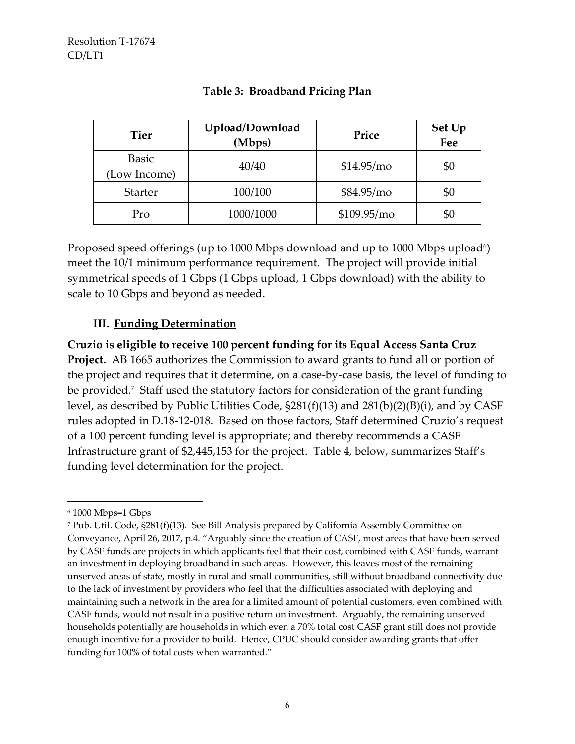**Table 3: Broadband Pricing Plan**

| Tier | Upload/Download (Mbps) | Price | Set Up Fee |
|---|---|---|---|
| Basic (Low Income) | 40/40 | $14.95/mo | $0 |
| Starter | 100/100 | $84.95/mo | $0 |
| Pro | 1000/1000 | $109.95/mo | $0 |

Proposed speed offerings (up to 1000 Mbps download and up to 1000 Mbps upload[6]) meet the 10/1 minimum performance requirement. The project will provide initial symmetrical speeds of 1 Gbps (1 Gbps upload, 1 Gbps download) with the ability to scale to 10 Gbps and beyond as needed.

## III. Funding Determination

**Cruzio is eligible to receive 100 percent funding for its Equal Access Santa Cruz Project.** AB 1665 authorizes the Commission to award grants to fund all or portion of the project and requires that it determine, on a case-by-case basis, the level of funding to be provided.[7] Staff used the statutory factors for consideration of the grant funding level, as described by Public Utilities Code, §281(f)(13) and 281(b)(2)(B)(i), and by CASF rules adopted in D.18-12-018. Based on those factors, Staff determined Cruzio's request of a 100 percent funding level is appropriate; and thereby recommends a CASF Infrastructure grant of $2,445,153 for the project. Table 4, below, summarizes Staff's funding level determination for the project.

---

[6] 1000 Mbps=1 Gbps

[7] Pub. Util. Code, §281(f)(13). See Bill Analysis prepared by California Assembly Committee on Conveyance, April 26, 2017, p.4. "Arguably since the creation of CASF, most areas that have been served by CASF funds are projects in which applicants feel that their cost, combined with CASF funds, warrant an investment in deploying broadband in such areas. However, this leaves most of the remaining unserved areas of state, mostly in rural and small communities, still without broadband connectivity due to the lack of investment by providers who feel that the difficulties associated with deploying and maintaining such a network in the area for a limited amount of potential customers, even combined with CASF funds, would not result in a positive return on investment. Arguably, the remaining unserved households potentially are households in which even a 70% total cost CASF grant still does not provide enough incentive for a provider to build. Hence, CPUC should consider awarding grants that offer funding for 100% of total costs when warranted."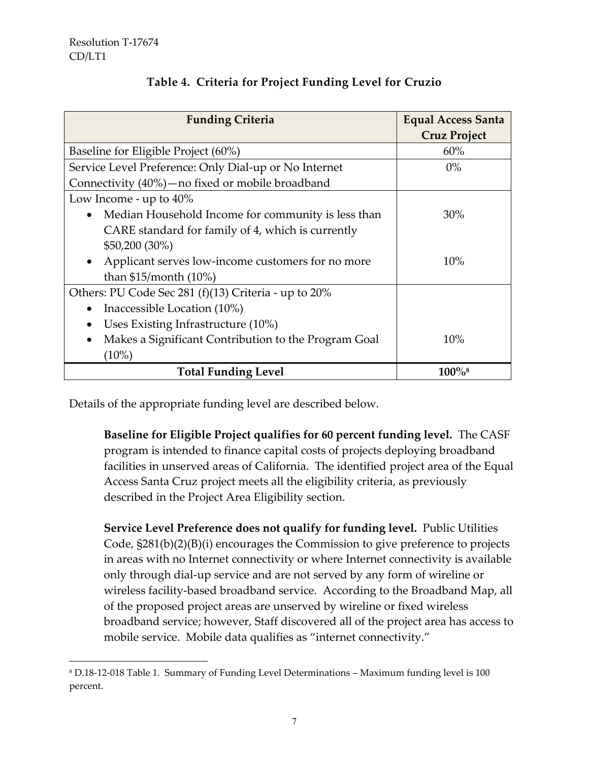### Table 4. Criteria for Project Funding Level for Cruzio

| Funding Criteria | Equal Access Santa Cruz Project |
|---|---|
| Baseline for Eligible Project (60%) | 60% |
| Service Level Preference: Only Dial-up or No Internet Connectivity (40%)—no fixed or mobile broadband | 0% |
| Low Income - up to 40%<br>• Median Household Income for community is less than CARE standard for family of 4, which is currently $50,200 (30%)<br>• Applicant serves low-income customers for no more than $15/month (10%) | <br>30%<br><br>10% |
| Others: PU Code Sec 281 (f)(13) Criteria - up to 20%<br>• Inaccessible Location (10%)<br>• Uses Existing Infrastructure (10%)<br>• Makes a Significant Contribution to the Program Goal (10%) | <br><br><br>10% |
| **Total Funding Level** | **100%**[8] |

Details of the appropriate funding level are described below.

**Baseline for Eligible Project qualifies for 60 percent funding level.** The CASF program is intended to finance capital costs of projects deploying broadband facilities in unserved areas of California. The identified project area of the Equal Access Santa Cruz project meets all the eligibility criteria, as previously described in the Project Area Eligibility section.

**Service Level Preference does not qualify for funding level.** Public Utilities Code, §281(b)(2)(B)(i) encourages the Commission to give preference to projects in areas with no Internet connectivity or where Internet connectivity is available only through dial-up service and are not served by any form of wireline or wireless facility-based broadband service. According to the Broadband Map, all of the proposed project areas are unserved by wireline or fixed wireless broadband service; however, Staff discovered all of the project area has access to mobile service. Mobile data qualifies as "internet connectivity."

---

[8] D.18-12-018 Table 1. Summary of Funding Level Determinations – Maximum funding level is 100 percent.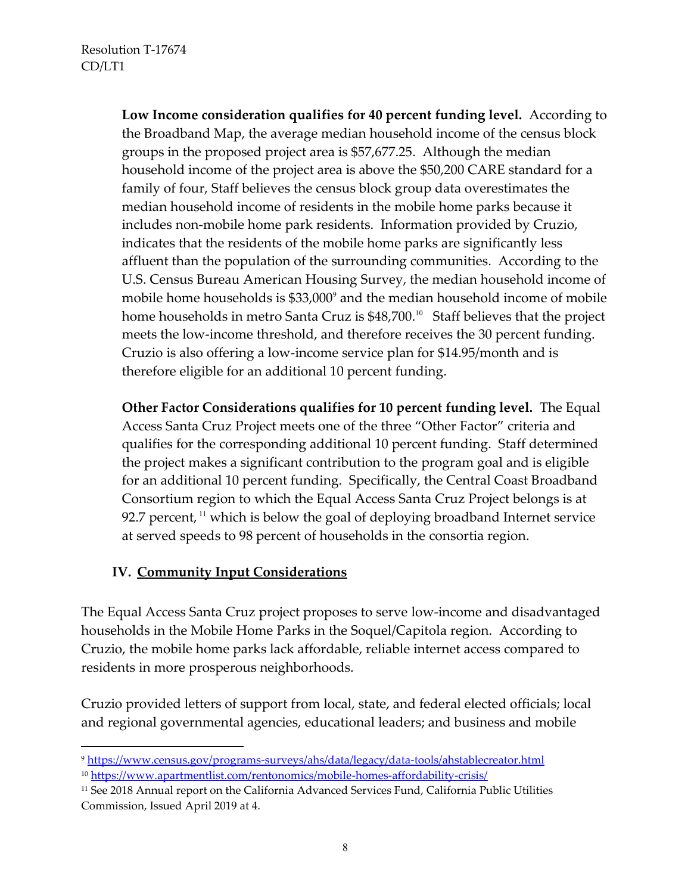**Low Income consideration qualifies for 40 percent funding level.** According to the Broadband Map, the average median household income of the census block groups in the proposed project area is $57,677.25. Although the median household income of the project area is above the $50,200 CARE standard for a family of four, Staff believes the census block group data overestimates the median household income of residents in the mobile home parks because it includes non-mobile home park residents. Information provided by Cruzio, indicates that the residents of the mobile home parks are significantly less affluent than the population of the surrounding communities. According to the U.S. Census Bureau American Housing Survey, the median household income of mobile home households is $33,000[9] and the median household income of mobile home households in metro Santa Cruz is $48,700.[10] Staff believes that the project meets the low-income threshold, and therefore receives the 30 percent funding. Cruzio is also offering a low-income service plan for $14.95/month and is therefore eligible for an additional 10 percent funding.

**Other Factor Considerations qualifies for 10 percent funding level.** The Equal Access Santa Cruz Project meets one of the three "Other Factor" criteria and qualifies for the corresponding additional 10 percent funding. Staff determined the project makes a significant contribution to the program goal and is eligible for an additional 10 percent funding. Specifically, the Central Coast Broadband Consortium region to which the Equal Access Santa Cruz Project belongs is at 92.7 percent, [11] which is below the goal of deploying broadband Internet service at served speeds to 98 percent of households in the consortia region.

## IV. Community Input Considerations

The Equal Access Santa Cruz project proposes to serve low-income and disadvantaged households in the Mobile Home Parks in the Soquel/Capitola region. According to Cruzio, the mobile home parks lack affordable, reliable internet access compared to residents in more prosperous neighborhoods.

Cruzio provided letters of support from local, state, and federal elected officials; local and regional governmental agencies, educational leaders; and business and mobile

---

[9] https://www.census.gov/programs-surveys/ahs/data/legacy/data-tools/ahstablecreator.html

[10] https://www.apartmentlist.com/rentonomics/mobile-homes-affordability-crisis/

[11] See 2018 Annual report on the California Advanced Services Fund, California Public Utilities Commission, Issued April 2019 at 4.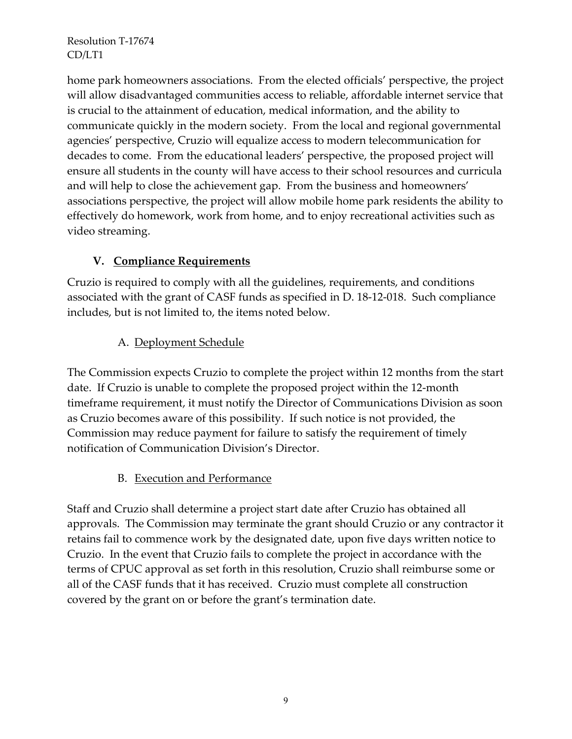home park homeowners associations. From the elected officials' perspective, the project will allow disadvantaged communities access to reliable, affordable internet service that is crucial to the attainment of education, medical information, and the ability to communicate quickly in the modern society. From the local and regional governmental agencies' perspective, Cruzio will equalize access to modern telecommunication for decades to come. From the educational leaders' perspective, the proposed project will ensure all students in the county will have access to their school resources and curricula and will help to close the achievement gap. From the business and homeowners' associations perspective, the project will allow mobile home park residents the ability to effectively do homework, work from home, and to enjoy recreational activities such as video streaming.

## V. Compliance Requirements

Cruzio is required to comply with all the guidelines, requirements, and conditions associated with the grant of CASF funds as specified in D. 18-12-018. Such compliance includes, but is not limited to, the items noted below.

### A. Deployment Schedule

The Commission expects Cruzio to complete the project within 12 months from the start date. If Cruzio is unable to complete the proposed project within the 12-month timeframe requirement, it must notify the Director of Communications Division as soon as Cruzio becomes aware of this possibility. If such notice is not provided, the Commission may reduce payment for failure to satisfy the requirement of timely notification of Communication Division's Director.

### B. Execution and Performance

Staff and Cruzio shall determine a project start date after Cruzio has obtained all approvals. The Commission may terminate the grant should Cruzio or any contractor it retains fail to commence work by the designated date, upon five days written notice to Cruzio. In the event that Cruzio fails to complete the project in accordance with the terms of CPUC approval as set forth in this resolution, Cruzio shall reimburse some or all of the CASF funds that it has received. Cruzio must complete all construction covered by the grant on or before the grant's termination date.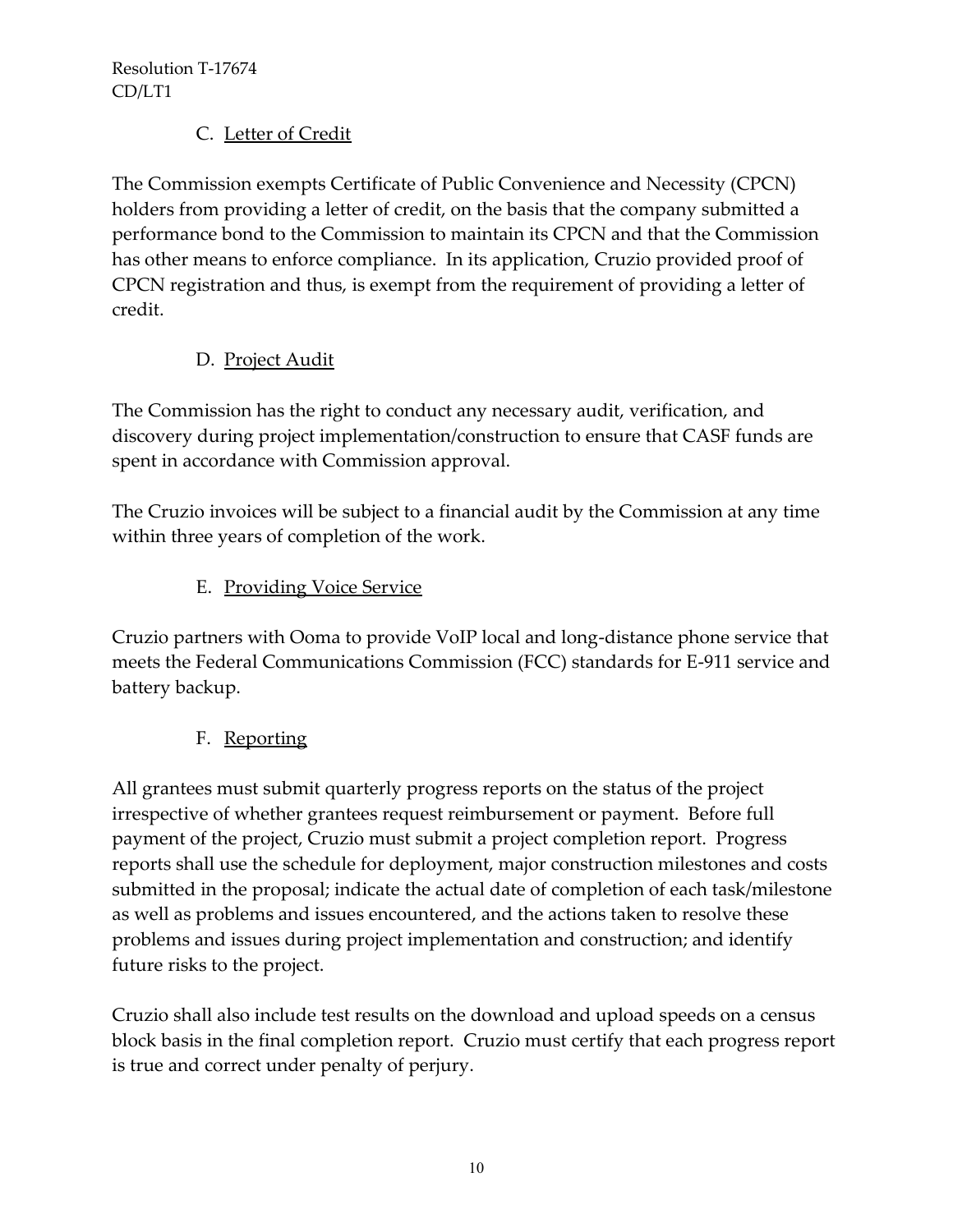### C. Letter of Credit

The Commission exempts Certificate of Public Convenience and Necessity (CPCN) holders from providing a letter of credit, on the basis that the company submitted a performance bond to the Commission to maintain its CPCN and that the Commission has other means to enforce compliance. In its application, Cruzio provided proof of CPCN registration and thus, is exempt from the requirement of providing a letter of credit.

### D. Project Audit

The Commission has the right to conduct any necessary audit, verification, and discovery during project implementation/construction to ensure that CASF funds are spent in accordance with Commission approval.

The Cruzio invoices will be subject to a financial audit by the Commission at any time within three years of completion of the work.

### E. Providing Voice Service

Cruzio partners with Ooma to provide VoIP local and long-distance phone service that meets the Federal Communications Commission (FCC) standards for E-911 service and battery backup.

### F. Reporting

All grantees must submit quarterly progress reports on the status of the project irrespective of whether grantees request reimbursement or payment. Before full payment of the project, Cruzio must submit a project completion report. Progress reports shall use the schedule for deployment, major construction milestones and costs submitted in the proposal; indicate the actual date of completion of each task/milestone as well as problems and issues encountered, and the actions taken to resolve these problems and issues during project implementation and construction; and identify future risks to the project.

Cruzio shall also include test results on the download and upload speeds on a census block basis in the final completion report. Cruzio must certify that each progress report is true and correct under penalty of perjury.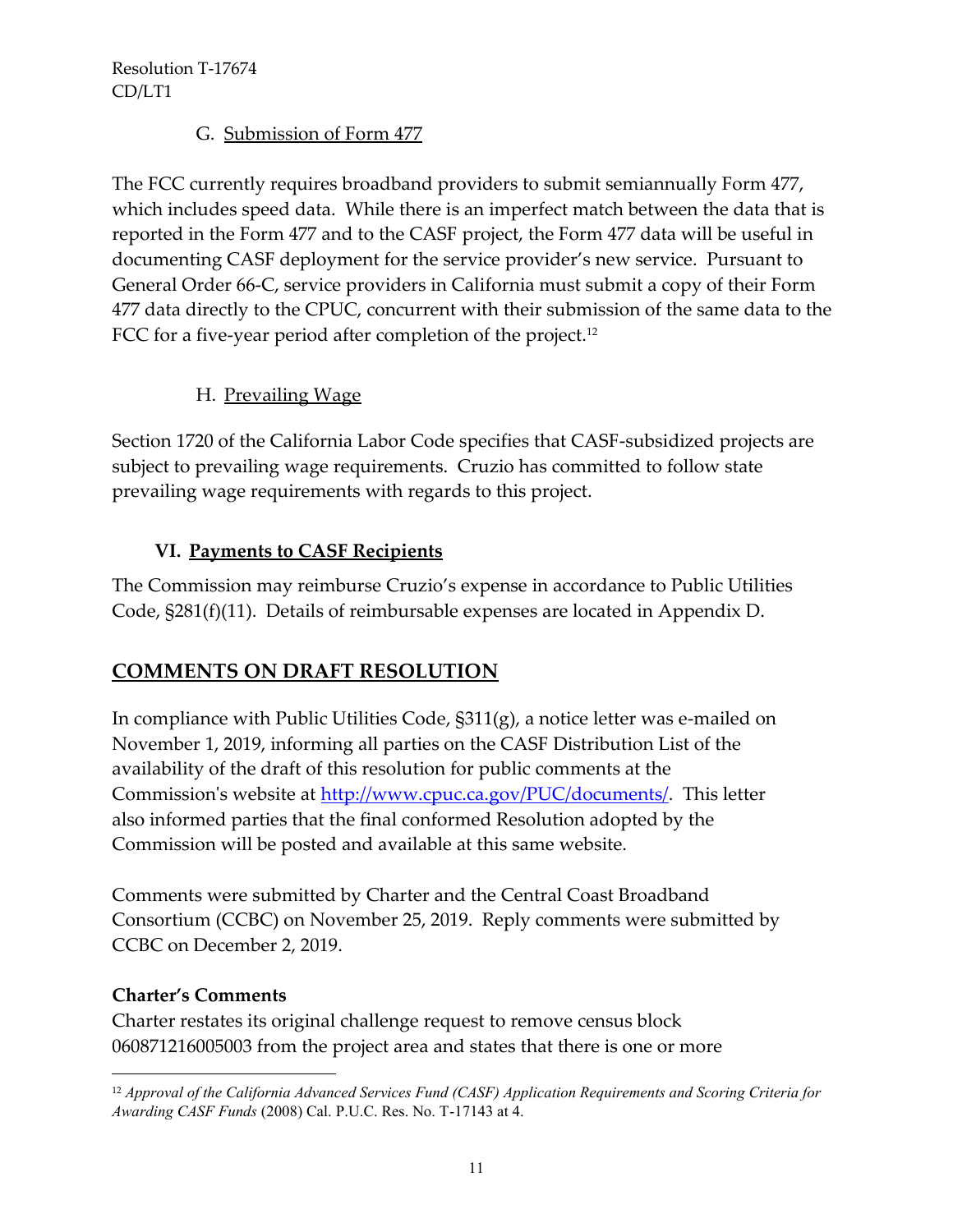### G. Submission of Form 477

The FCC currently requires broadband providers to submit semiannually Form 477, which includes speed data. While there is an imperfect match between the data that is reported in the Form 477 and to the CASF project, the Form 477 data will be useful in documenting CASF deployment for the service provider's new service. Pursuant to General Order 66-C, service providers in California must submit a copy of their Form 477 data directly to the CPUC, concurrent with their submission of the same data to the FCC for a five-year period after completion of the project.[12]

### H. Prevailing Wage

Section 1720 of the California Labor Code specifies that CASF-subsidized projects are subject to prevailing wage requirements. Cruzio has committed to follow state prevailing wage requirements with regards to this project.

## VI. Payments to CASF Recipients

The Commission may reimburse Cruzio's expense in accordance to Public Utilities Code, §281(f)(11). Details of reimbursable expenses are located in Appendix D.

## COMMENTS ON DRAFT RESOLUTION

In compliance with Public Utilities Code, §311(g), a notice letter was e-mailed on November 1, 2019, informing all parties on the CASF Distribution List of the availability of the draft of this resolution for public comments at the Commission's website at http://www.cpuc.ca.gov/PUC/documents/. This letter also informed parties that the final conformed Resolution adopted by the Commission will be posted and available at this same website.

Comments were submitted by Charter and the Central Coast Broadband Consortium (CCBC) on November 25, 2019. Reply comments were submitted by CCBC on December 2, 2019.

**Charter's Comments**

Charter restates its original challenge request to remove census block 060871216005003 from the project area and states that there is one or more

[12] *Approval of the California Advanced Services Fund (CASF) Application Requirements and Scoring Criteria for Awarding CASF Funds* (2008) Cal. P.U.C. Res. No. T-17143 at 4.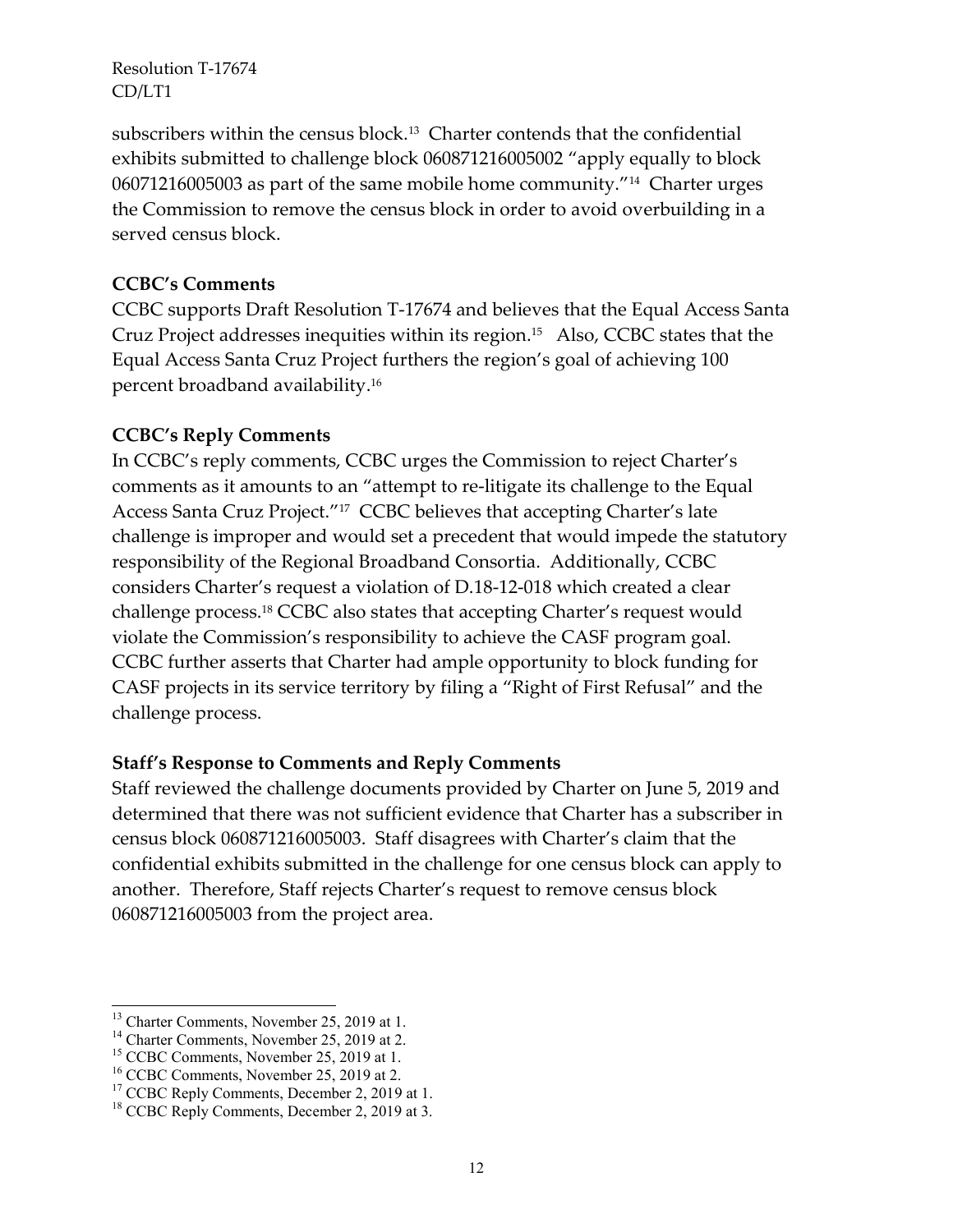subscribers within the census block.[13] Charter contends that the confidential exhibits submitted to challenge block 060871216005002 "apply equally to block 06071216005003 as part of the same mobile home community."[14] Charter urges the Commission to remove the census block in order to avoid overbuilding in a served census block.

**CCBC's Comments**

CCBC supports Draft Resolution T-17674 and believes that the Equal Access Santa Cruz Project addresses inequities within its region.[15] Also, CCBC states that the Equal Access Santa Cruz Project furthers the region's goal of achieving 100 percent broadband availability.[16]

**CCBC's Reply Comments**

In CCBC's reply comments, CCBC urges the Commission to reject Charter's comments as it amounts to an "attempt to re-litigate its challenge to the Equal Access Santa Cruz Project."[17] CCBC believes that accepting Charter's late challenge is improper and would set a precedent that would impede the statutory responsibility of the Regional Broadband Consortia. Additionally, CCBC considers Charter's request a violation of D.18-12-018 which created a clear challenge process.[18] CCBC also states that accepting Charter's request would violate the Commission's responsibility to achieve the CASF program goal. CCBC further asserts that Charter had ample opportunity to block funding for CASF projects in its service territory by filing a "Right of First Refusal" and the challenge process.

**Staff's Response to Comments and Reply Comments**

Staff reviewed the challenge documents provided by Charter on June 5, 2019 and determined that there was not sufficient evidence that Charter has a subscriber in census block 060871216005003. Staff disagrees with Charter's claim that the confidential exhibits submitted in the challenge for one census block can apply to another. Therefore, Staff rejects Charter's request to remove census block 060871216005003 from the project area.

---

[13] Charter Comments, November 25, 2019 at 1.

[14] Charter Comments, November 25, 2019 at 2.

[15] CCBC Comments, November 25, 2019 at 1.

[16] CCBC Comments, November 25, 2019 at 2.

[17] CCBC Reply Comments, December 2, 2019 at 1.

[18] CCBC Reply Comments, December 2, 2019 at 3.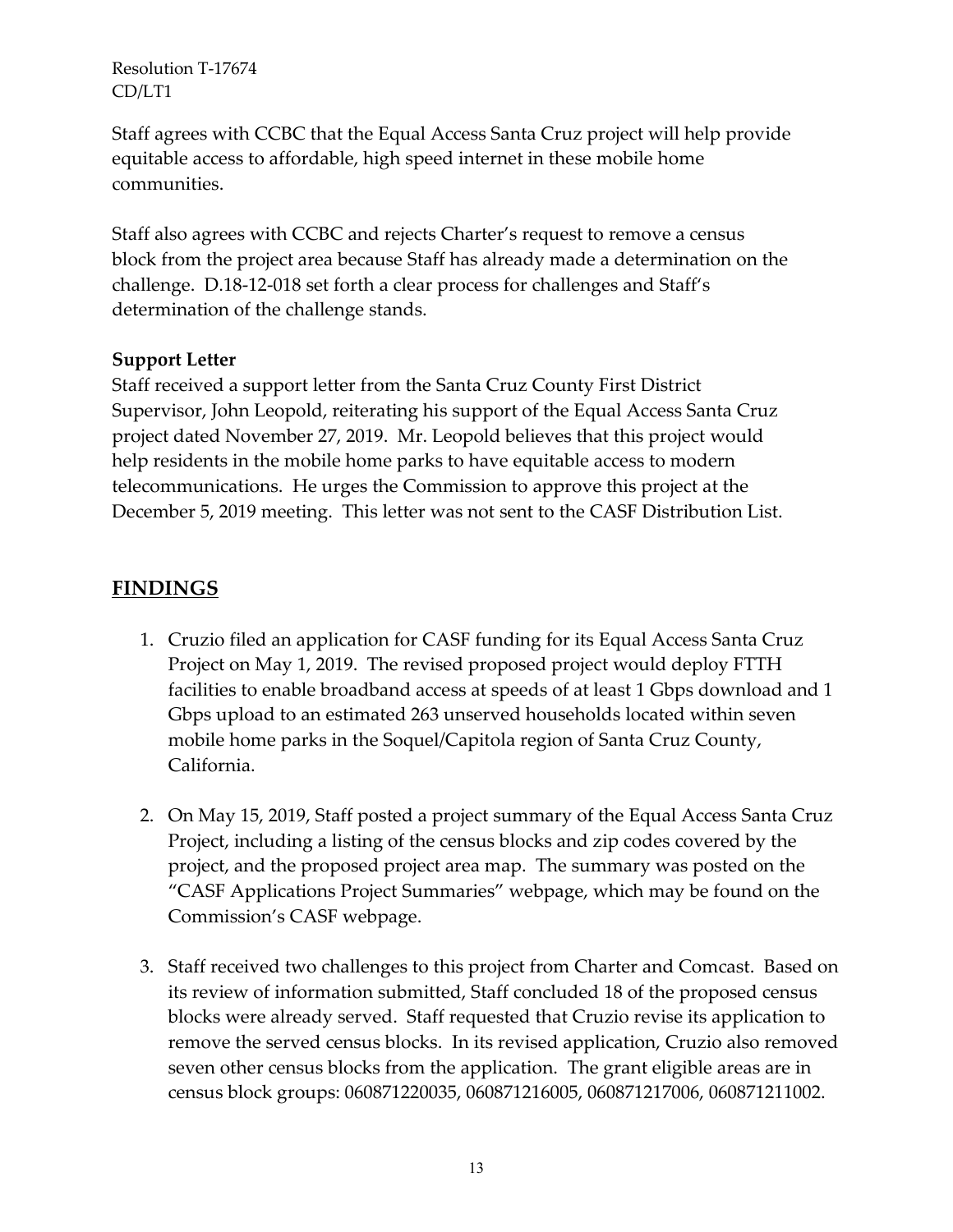Staff agrees with CCBC that the Equal Access Santa Cruz project will help provide equitable access to affordable, high speed internet in these mobile home communities.

Staff also agrees with CCBC and rejects Charter's request to remove a census block from the project area because Staff has already made a determination on the challenge. D.18-12-018 set forth a clear process for challenges and Staff's determination of the challenge stands.

**Support Letter**

Staff received a support letter from the Santa Cruz County First District Supervisor, John Leopold, reiterating his support of the Equal Access Santa Cruz project dated November 27, 2019. Mr. Leopold believes that this project would help residents in the mobile home parks to have equitable access to modern telecommunications. He urges the Commission to approve this project at the December 5, 2019 meeting. This letter was not sent to the CASF Distribution List.

## FINDINGS

1. Cruzio filed an application for CASF funding for its Equal Access Santa Cruz Project on May 1, 2019. The revised proposed project would deploy FTTH facilities to enable broadband access at speeds of at least 1 Gbps download and 1 Gbps upload to an estimated 263 unserved households located within seven mobile home parks in the Soquel/Capitola region of Santa Cruz County, California.

2. On May 15, 2019, Staff posted a project summary of the Equal Access Santa Cruz Project, including a listing of the census blocks and zip codes covered by the project, and the proposed project area map. The summary was posted on the "CASF Applications Project Summaries" webpage, which may be found on the Commission's CASF webpage.

3. Staff received two challenges to this project from Charter and Comcast. Based on its review of information submitted, Staff concluded 18 of the proposed census blocks were already served. Staff requested that Cruzio revise its application to remove the served census blocks. In its revised application, Cruzio also removed seven other census blocks from the application. The grant eligible areas are in census block groups: 060871220035, 060871216005, 060871217006, 060871211002.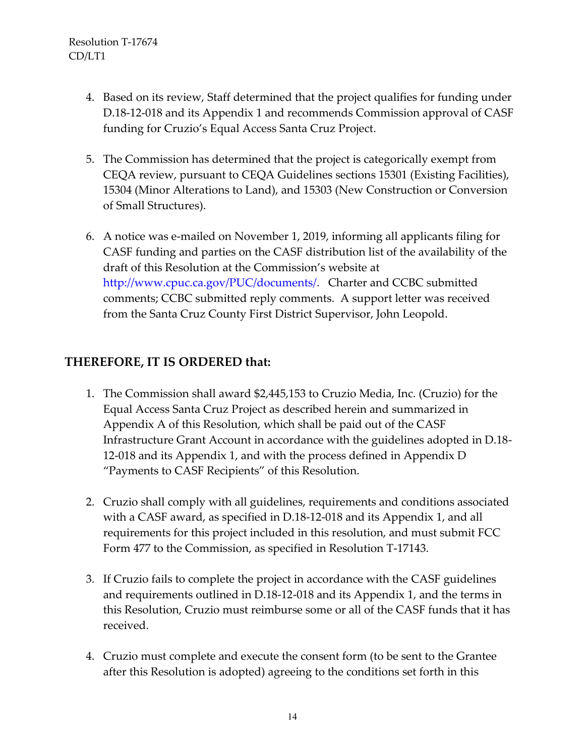4. Based on its review, Staff determined that the project qualifies for funding under D.18-12-018 and its Appendix 1 and recommends Commission approval of CASF funding for Cruzio's Equal Access Santa Cruz Project.

5. The Commission has determined that the project is categorically exempt from CEQA review, pursuant to CEQA Guidelines sections 15301 (Existing Facilities), 15304 (Minor Alterations to Land), and 15303 (New Construction or Conversion of Small Structures).

6. A notice was e-mailed on November 1, 2019, informing all applicants filing for CASF funding and parties on the CASF distribution list of the availability of the draft of this Resolution at the Commission's website at http://www.cpuc.ca.gov/PUC/documents/. Charter and CCBC submitted comments; CCBC submitted reply comments. A support letter was received from the Santa Cruz County First District Supervisor, John Leopold.

## THEREFORE, IT IS ORDERED that:

1. The Commission shall award $2,445,153 to Cruzio Media, Inc. (Cruzio) for the Equal Access Santa Cruz Project as described herein and summarized in Appendix A of this Resolution, which shall be paid out of the CASF Infrastructure Grant Account in accordance with the guidelines adopted in D.18-12-018 and its Appendix 1, and with the process defined in Appendix D "Payments to CASF Recipients" of this Resolution.

2. Cruzio shall comply with all guidelines, requirements and conditions associated with a CASF award, as specified in D.18-12-018 and its Appendix 1, and all requirements for this project included in this resolution, and must submit FCC Form 477 to the Commission, as specified in Resolution T-17143.

3. If Cruzio fails to complete the project in accordance with the CASF guidelines and requirements outlined in D.18-12-018 and its Appendix 1, and the terms in this Resolution, Cruzio must reimburse some or all of the CASF funds that it has received.

4. Cruzio must complete and execute the consent form (to be sent to the Grantee after this Resolution is adopted) agreeing to the conditions set forth in this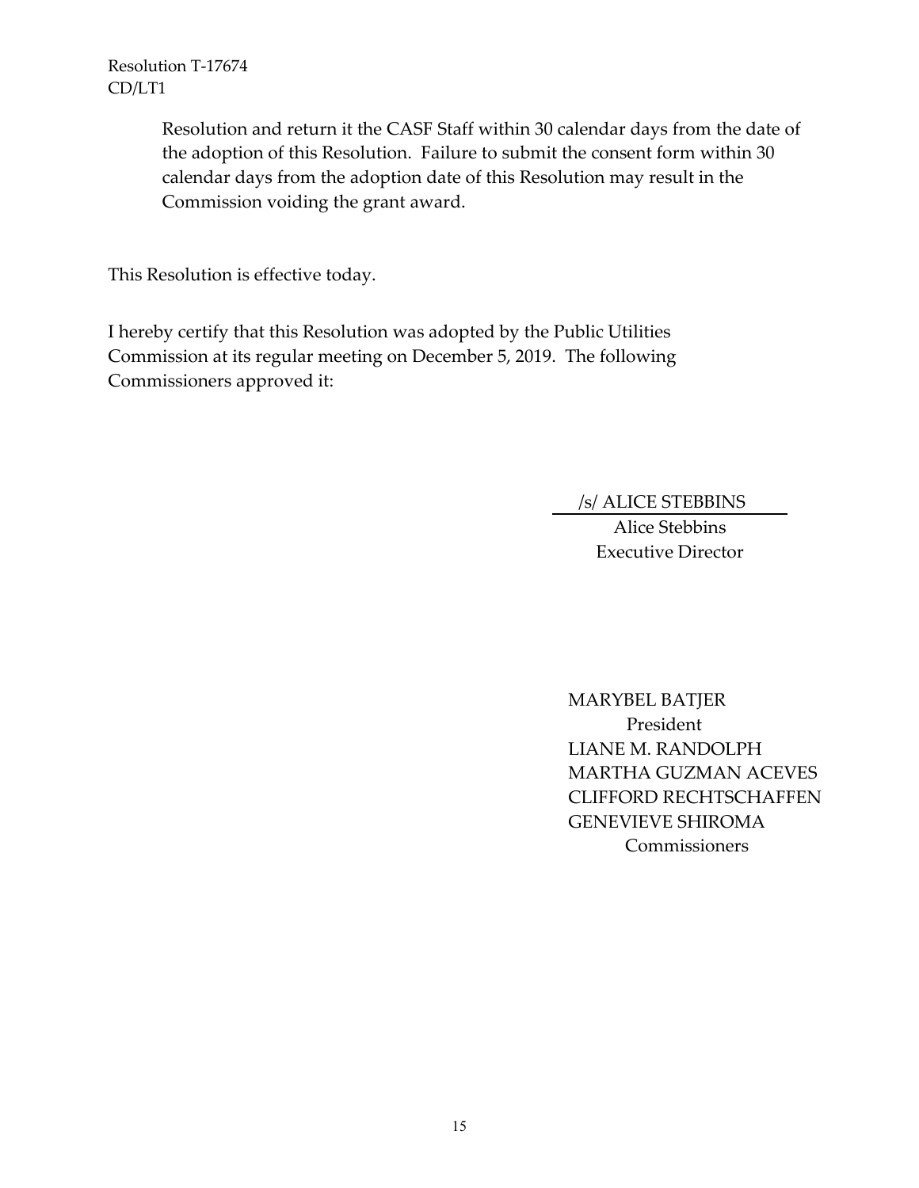Resolution and return it the CASF Staff within 30 calendar days from the date of the adoption of this Resolution. Failure to submit the consent form within 30 calendar days from the adoption date of this Resolution may result in the Commission voiding the grant award.

This Resolution is effective today.

I hereby certify that this Resolution was adopted by the Public Utilities Commission at its regular meeting on December 5, 2019. The following Commissioners approved it:

/s/ ALICE STEBBINS
Alice Stebbins
Executive Director

MARYBEL BATJER
President
LIANE M. RANDOLPH
MARTHA GUZMAN ACEVES
CLIFFORD RECHTSCHAFFEN
GENEVIEVE SHIROMA
Commissioners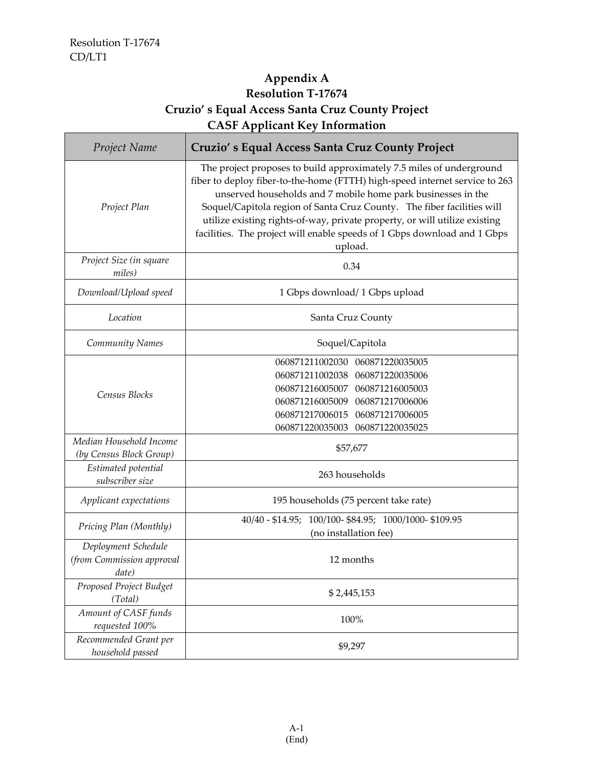## Appendix A
## Resolution T-17674
## Cruzio' s Equal Access Santa Cruz County Project
## CASF Applicant Key Information

| *Project Name* | **Cruzio' s Equal Access Santa Cruz County Project** |
|---|---|
| *Project Plan* | The project proposes to build approximately 7.5 miles of underground fiber to deploy fiber-to-the-home (FTTH) high-speed internet service to 263 unserved households and 7 mobile home park businesses in the Soquel/Capitola region of Santa Cruz County. The fiber facilities will utilize existing rights-of-way, private property, or will utilize existing facilities. The project will enable speeds of 1 Gbps download and 1 Gbps upload. |
| *Project Size (in square miles)* | 0.34 |
| *Download/Upload speed* | 1 Gbps download/ 1 Gbps upload |
| *Location* | Santa Cruz County |
| *Community Names* | Soquel/Capitola |
| *Census Blocks* | 060871211002030 060871220035005<br>060871211002038 060871220035006<br>060871216005007 060871216005003<br>060871216005009 060871217006006<br>060871217006015 060871217006005<br>060871220035003 060871220035025 |
| *Median Household Income (by Census Block Group)* | $57,677 |
| *Estimated potential subscriber size* | 263 households |
| *Applicant expectations* | 195 households (75 percent take rate) |
| *Pricing Plan (Monthly)* | 40/40 - $14.95; 100/100- $84.95; 1000/1000- $109.95<br>(no installation fee) |
| *Deployment Schedule (from Commission approval date)* | 12 months |
| *Proposed Project Budget (Total)* | $ 2,445,153 |
| *Amount of CASF funds requested 100%* | 100% |
| *Recommended Grant per household passed* | $9,297 |

A-1
(End)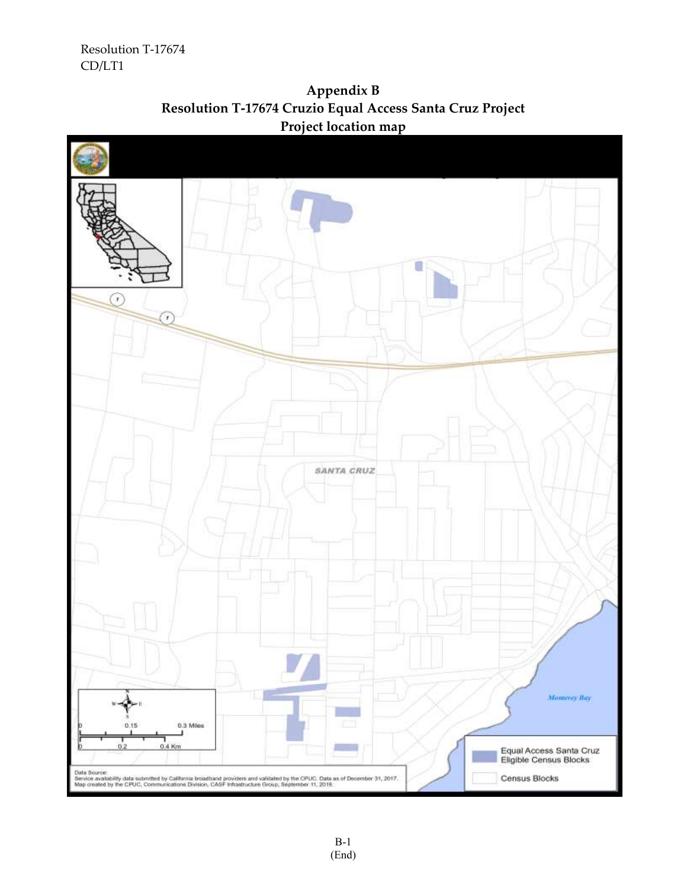Resolution T-17674
CD/LT1

## Appendix B
## Resolution T-17674 Cruzio Equal Access Santa Cruz Project
## Project location map

SANTA CRUZ

Monterey Bay

0 0.15 0.3 Miles

0 0.2 0.4 Km

Equal Access Santa Cruz Eligible Census Blocks

Census Blocks

Data Source:
Service availability data submitted by California broadband providers and validated by the CPUC. Data as of December 31, 2017.
Map created by the CPUC, Communications Division, CASF Infrastructure Group, September 11, 2019.

(End)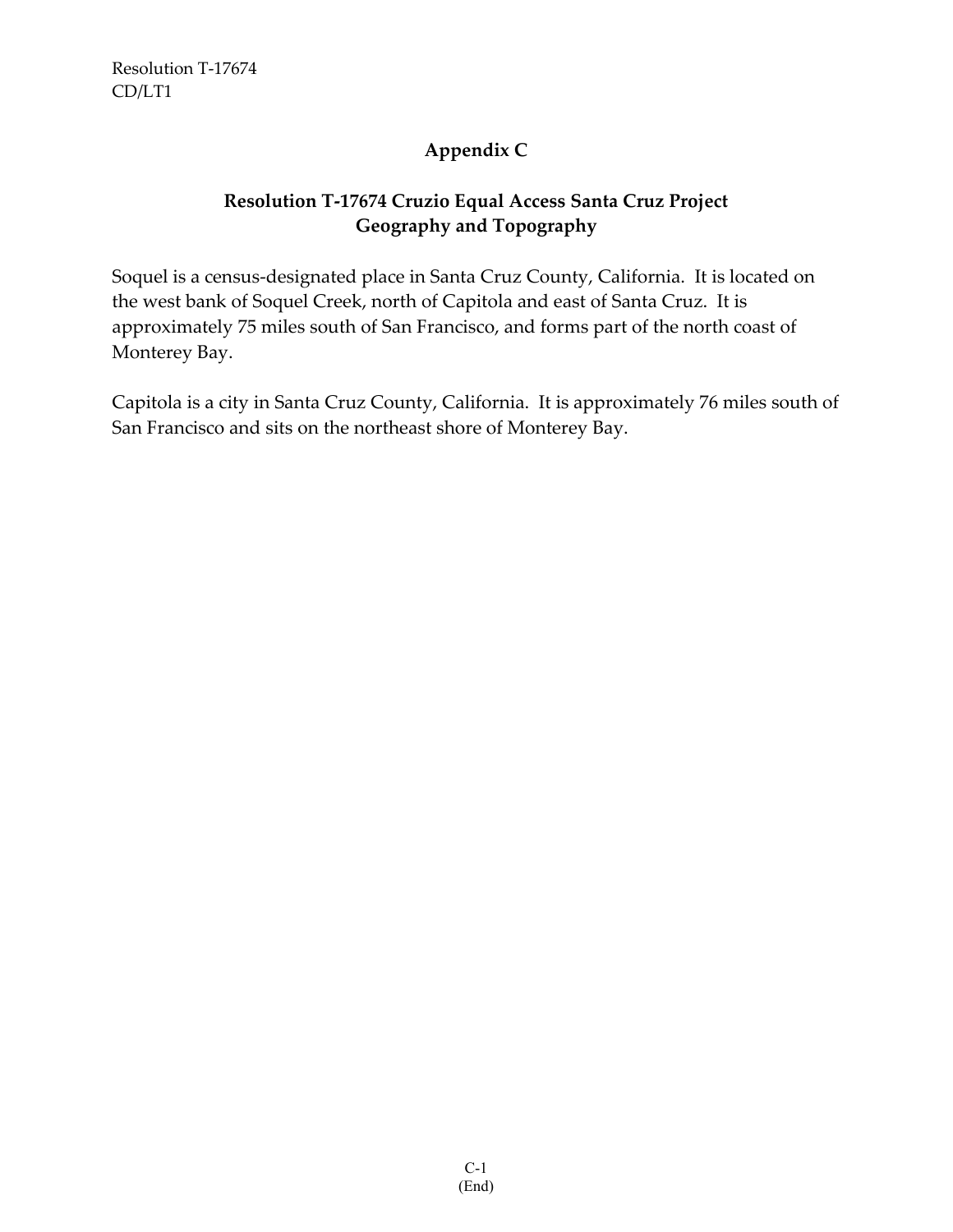## Appendix C

### Resolution T-17674 Cruzio Equal Access Santa Cruz Project Geography and Topography

Soquel is a census-designated place in Santa Cruz County, California. It is located on the west bank of Soquel Creek, north of Capitola and east of Santa Cruz. It is approximately 75 miles south of San Francisco, and forms part of the north coast of Monterey Bay.

Capitola is a city in Santa Cruz County, California. It is approximately 76 miles south of San Francisco and sits on the northeast shore of Monterey Bay.

(End)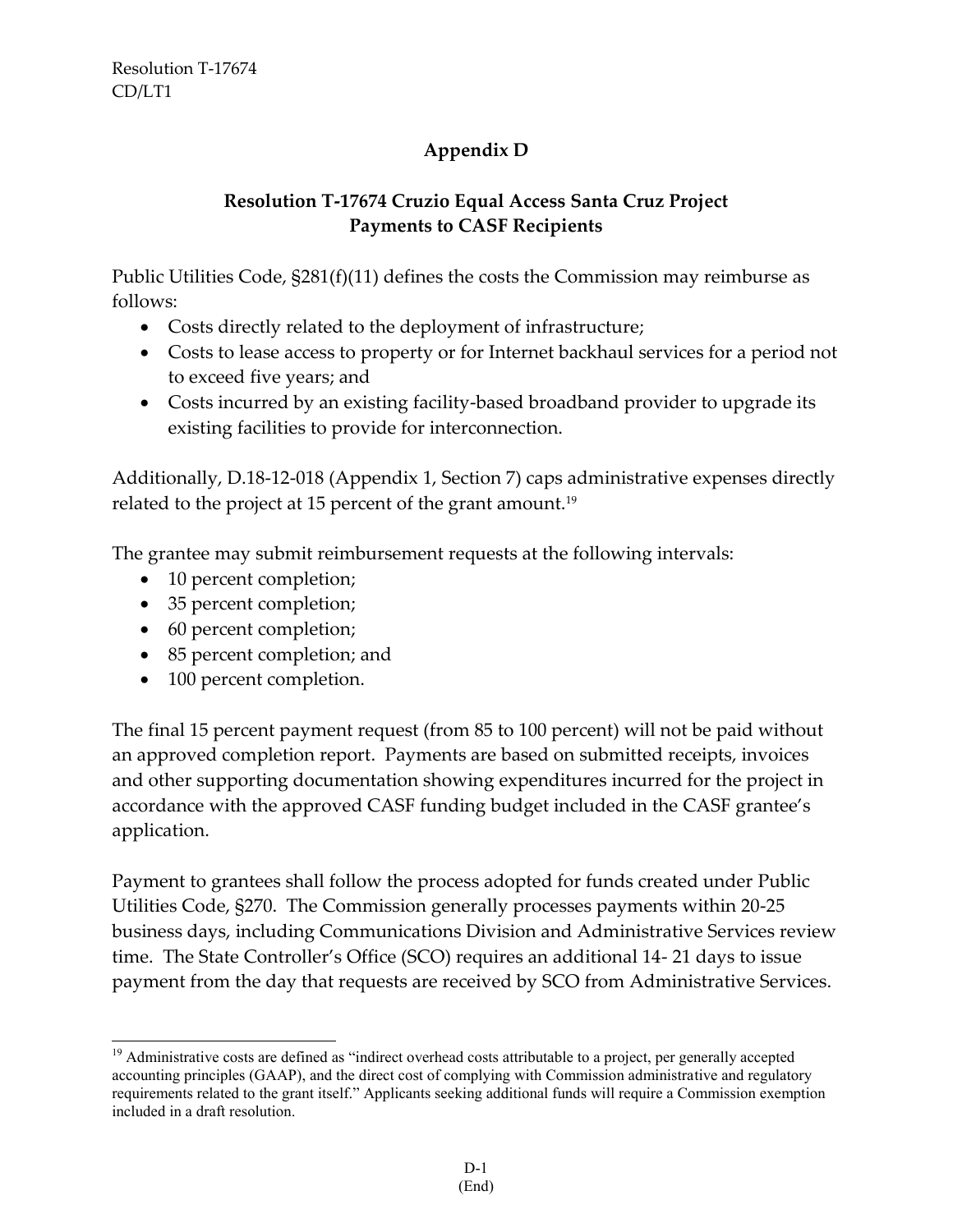## Appendix D

### Resolution T-17674 Cruzio Equal Access Santa Cruz Project Payments to CASF Recipients

Public Utilities Code, §281(f)(11) defines the costs the Commission may reimburse as follows:

- Costs directly related to the deployment of infrastructure;
- Costs to lease access to property or for Internet backhaul services for a period not to exceed five years; and
- Costs incurred by an existing facility-based broadband provider to upgrade its existing facilities to provide for interconnection.

Additionally, D.18-12-018 (Appendix 1, Section 7) caps administrative expenses directly related to the project at 15 percent of the grant amount.[19]

The grantee may submit reimbursement requests at the following intervals:

- 10 percent completion;
- 35 percent completion;
- 60 percent completion;
- 85 percent completion; and
- 100 percent completion.

The final 15 percent payment request (from 85 to 100 percent) will not be paid without an approved completion report. Payments are based on submitted receipts, invoices and other supporting documentation showing expenditures incurred for the project in accordance with the approved CASF funding budget included in the CASF grantee's application.

Payment to grantees shall follow the process adopted for funds created under Public Utilities Code, §270. The Commission generally processes payments within 20-25 business days, including Communications Division and Administrative Services review time. The State Controller's Office (SCO) requires an additional 14- 21 days to issue payment from the day that requests are received by SCO from Administrative Services.

---

[19] Administrative costs are defined as "indirect overhead costs attributable to a project, per generally accepted accounting principles (GAAP), and the direct cost of complying with Commission administrative and regulatory requirements related to the grant itself." Applicants seeking additional funds will require a Commission exemption included in a draft resolution.

(End)